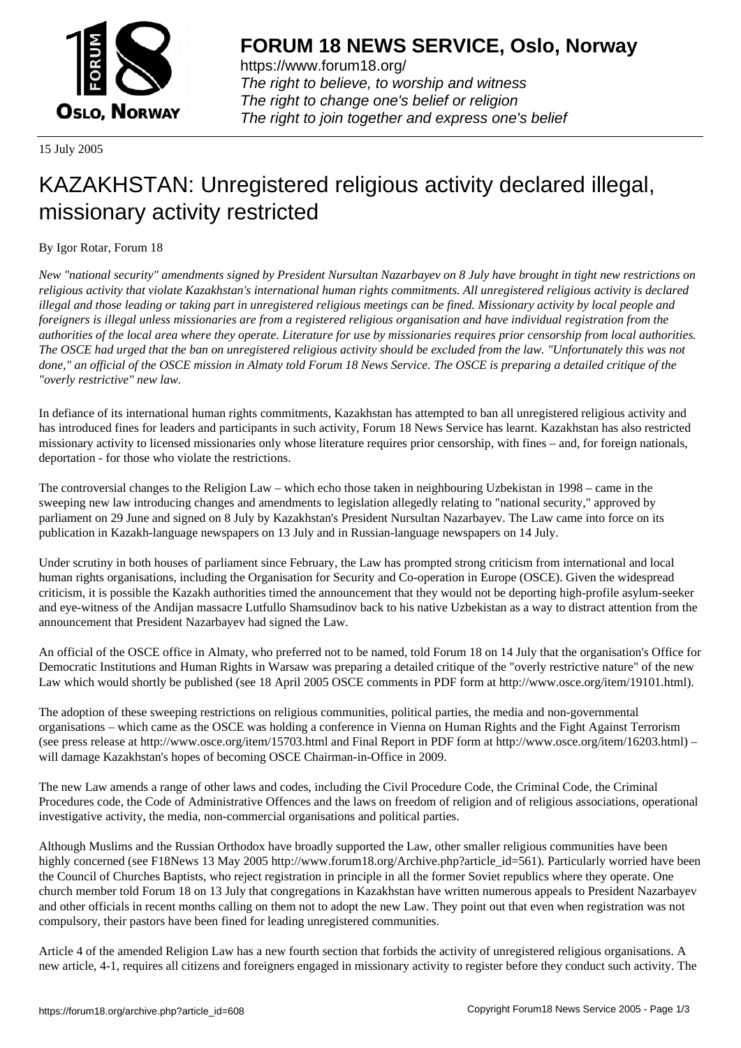# FORUM 18 NEWS SERVICE, Oslo, Norway

https://www.forum18.org/
*The right to believe, to worship and witness*
*The right to change one's belief or religion*
*The right to join together and express one's belief*

15 July 2005

# KAZAKHSTAN: Unregistered religious activity declared illegal, missionary activity restricted

By Igor Rotar, Forum 18

*New "national security" amendments signed by President Nursultan Nazarbayev on 8 July have brought in tight new restrictions on religious activity that violate Kazakhstan's international human rights commitments. All unregistered religious activity is declared illegal and those leading or taking part in unregistered religious meetings can be fined. Missionary activity by local people and foreigners is illegal unless missionaries are from a registered religious organisation and have individual registration from the authorities of the local area where they operate. Literature for use by missionaries requires prior censorship from local authorities. The OSCE had urged that the ban on unregistered religious activity should be excluded from the law. "Unfortunately this was not done," an official of the OSCE mission in Almaty told Forum 18 News Service. The OSCE is preparing a detailed critique of the "overly restrictive" new law.*

In defiance of its international human rights commitments, Kazakhstan has attempted to ban all unregistered religious activity and has introduced fines for leaders and participants in such activity, Forum 18 News Service has learnt. Kazakhstan has also restricted missionary activity to licensed missionaries only whose literature requires prior censorship, with fines – and, for foreign nationals, deportation - for those who violate the restrictions.

The controversial changes to the Religion Law – which echo those taken in neighbouring Uzbekistan in 1998 – came in the sweeping new law introducing changes and amendments to legislation allegedly relating to "national security," approved by parliament on 29 June and signed on 8 July by Kazakhstan's President Nursultan Nazarbayev. The Law came into force on its publication in Kazakh-language newspapers on 13 July and in Russian-language newspapers on 14 July.

Under scrutiny in both houses of parliament since February, the Law has prompted strong criticism from international and local human rights organisations, including the Organisation for Security and Co-operation in Europe (OSCE). Given the widespread criticism, it is possible the Kazakh authorities timed the announcement that they would not be deporting high-profile asylum-seeker and eye-witness of the Andijan massacre Lutfullo Shamsudinov back to his native Uzbekistan as a way to distract attention from the announcement that President Nazarbayev had signed the Law.

An official of the OSCE office in Almaty, who preferred not to be named, told Forum 18 on 14 July that the organisation's Office for Democratic Institutions and Human Rights in Warsaw was preparing a detailed critique of the "overly restrictive nature" of the new Law which would shortly be published (see 18 April 2005 OSCE comments in PDF form at http://www.osce.org/item/19101.html).

The adoption of these sweeping restrictions on religious communities, political parties, the media and non-governmental organisations – which came as the OSCE was holding a conference in Vienna on Human Rights and the Fight Against Terrorism (see press release at http://www.osce.org/item/15703.html and Final Report in PDF form at http://www.osce.org/item/16203.html) – will damage Kazakhstan's hopes of becoming OSCE Chairman-in-Office in 2009.

The new Law amends a range of other laws and codes, including the Civil Procedure Code, the Criminal Code, the Criminal Procedures code, the Code of Administrative Offences and the laws on freedom of religion and of religious associations, operational investigative activity, the media, non-commercial organisations and political parties.

Although Muslims and the Russian Orthodox have broadly supported the Law, other smaller religious communities have been highly concerned (see F18News 13 May 2005 http://www.forum18.org/Archive.php?article_id=561). Particularly worried have been the Council of Churches Baptists, who reject registration in principle in all the former Soviet republics where they operate. One church member told Forum 18 on 13 July that congregations in Kazakhstan have written numerous appeals to President Nazarbayev and other officials in recent months calling on them not to adopt the new Law. They point out that even when registration was not compulsory, their pastors have been fined for leading unregistered communities.

Article 4 of the amended Religion Law has a new fourth section that forbids the activity of unregistered religious organisations. A new article, 4-1, requires all citizens and foreigners engaged in missionary activity to register before they conduct such activity. The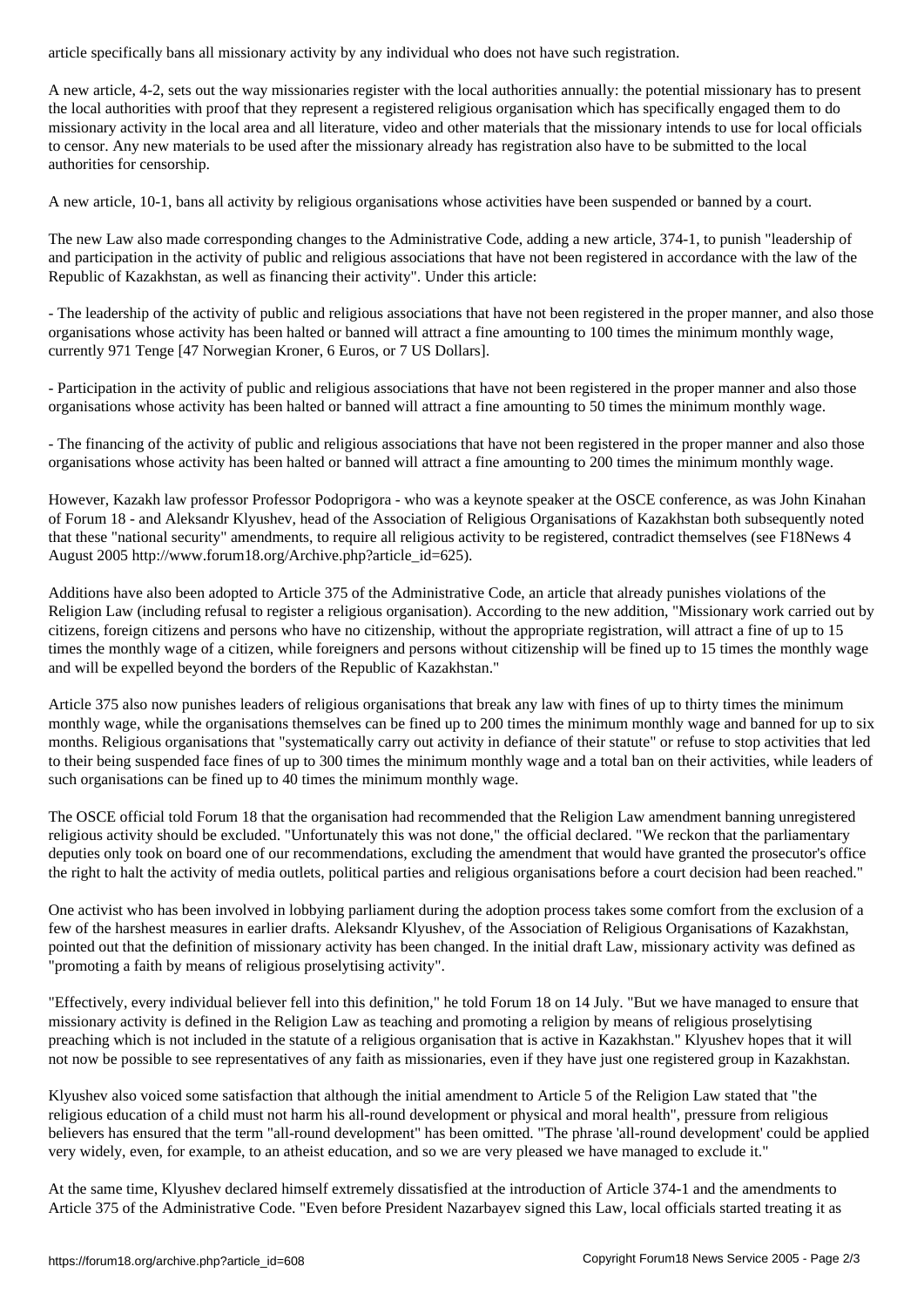article specifically bans all missionary activity by any individual who does not have such registration.

A new article, 4-2, sets out the way missionaries register with the local authorities annually: the potential missionary has to present the local authorities with proof that they represent a registered religious organisation which has specifically engaged them to do missionary activity in the local area and all literature, video and other materials that the missionary intends to use for local officials to censor. Any new materials to be used after the missionary already has registration also have to be submitted to the local authorities for censorship.

A new article, 10-1, bans all activity by religious organisations whose activities have been suspended or banned by a court.

The new Law also made corresponding changes to the Administrative Code, adding a new article, 374-1, to punish "leadership of and participation in the activity of public and religious associations that have not been registered in accordance with the law of the Republic of Kazakhstan, as well as financing their activity". Under this article:

- The leadership of the activity of public and religious associations that have not been registered in the proper manner, and also those organisations whose activity has been halted or banned will attract a fine amounting to 100 times the minimum monthly wage, currently 971 Tenge [47 Norwegian Kroner, 6 Euros, or 7 US Dollars].

- Participation in the activity of public and religious associations that have not been registered in the proper manner and also those organisations whose activity has been halted or banned will attract a fine amounting to 50 times the minimum monthly wage.

- The financing of the activity of public and religious associations that have not been registered in the proper manner and also those organisations whose activity has been halted or banned will attract a fine amounting to 200 times the minimum monthly wage.

However, Kazakh law professor Professor Podoprigora - who was a keynote speaker at the OSCE conference, as was John Kinahan of Forum 18 - and Aleksandr Klyushev, head of the Association of Religious Organisations of Kazakhstan both subsequently noted that these "national security" amendments, to require all religious activity to be registered, contradict themselves (see F18News 4 August 2005 http://www.forum18.org/Archive.php?article_id=625).

Additions have also been adopted to Article 375 of the Administrative Code, an article that already punishes violations of the Religion Law (including refusal to register a religious organisation). According to the new addition, "Missionary work carried out by citizens, foreign citizens and persons who have no citizenship, without the appropriate registration, will attract a fine of up to 15 times the monthly wage of a citizen, while foreigners and persons without citizenship will be fined up to 15 times the monthly wage and will be expelled beyond the borders of the Republic of Kazakhstan."

Article 375 also now punishes leaders of religious organisations that break any law with fines of up to thirty times the minimum monthly wage, while the organisations themselves can be fined up to 200 times the minimum monthly wage and banned for up to six months. Religious organisations that "systematically carry out activity in defiance of their statute" or refuse to stop activities that led to their being suspended face fines of up to 300 times the minimum monthly wage and a total ban on their activities, while leaders of such organisations can be fined up to 40 times the minimum monthly wage.

The OSCE official told Forum 18 that the organisation had recommended that the Religion Law amendment banning unregistered religious activity should be excluded. "Unfortunately this was not done," the official declared. "We reckon that the parliamentary deputies only took on board one of our recommendations, excluding the amendment that would have granted the prosecutor's office the right to halt the activity of media outlets, political parties and religious organisations before a court decision had been reached."

One activist who has been involved in lobbying parliament during the adoption process takes some comfort from the exclusion of a few of the harshest measures in earlier drafts. Aleksandr Klyushev, of the Association of Religious Organisations of Kazakhstan, pointed out that the definition of missionary activity has been changed. In the initial draft Law, missionary activity was defined as "promoting a faith by means of religious proselytising activity".

"Effectively, every individual believer fell into this definition," he told Forum 18 on 14 July. "But we have managed to ensure that missionary activity is defined in the Religion Law as teaching and promoting a religion by means of religious proselytising preaching which is not included in the statute of a religious organisation that is active in Kazakhstan." Klyushev hopes that it will not now be possible to see representatives of any faith as missionaries, even if they have just one registered group in Kazakhstan.

Klyushev also voiced some satisfaction that although the initial amendment to Article 5 of the Religion Law stated that "the religious education of a child must not harm his all-round development or physical and moral health", pressure from religious believers has ensured that the term "all-round development" has been omitted. "The phrase 'all-round development' could be applied very widely, even, for example, to an atheist education, and so we are very pleased we have managed to exclude it."

At the same time, Klyushev declared himself extremely dissatisfied at the introduction of Article 374-1 and the amendments to Article 375 of the Administrative Code. "Even before President Nazarbayev signed this Law, local officials started treating it as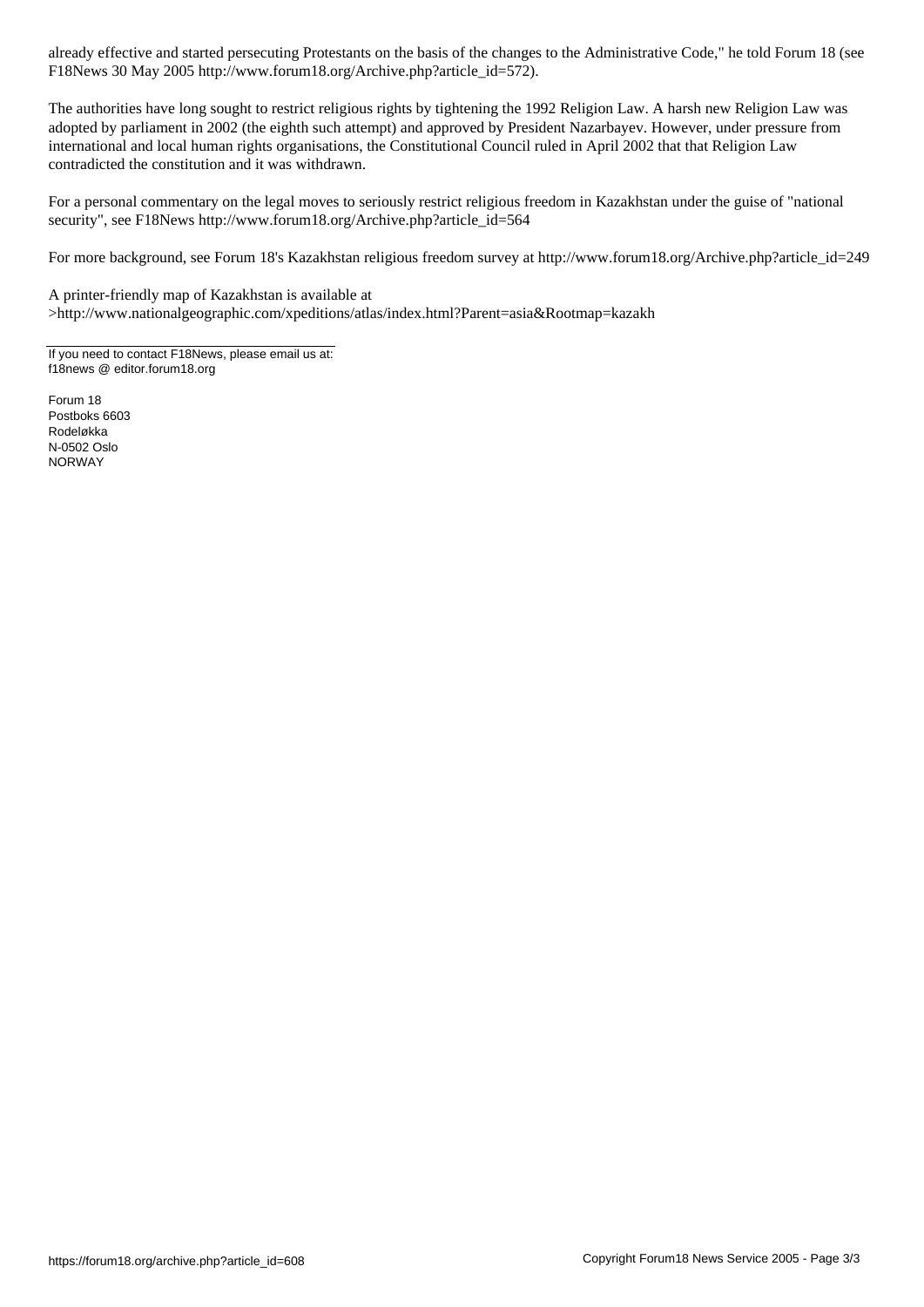already effective and started persecuting Protestants on the basis of the changes to the Administrative Code," he told Forum 18 (see F18News 30 May 2005 http://www.forum18.org/Archive.php?article_id=572).

The authorities have long sought to restrict religious rights by tightening the 1992 Religion Law. A harsh new Religion Law was adopted by parliament in 2002 (the eighth such attempt) and approved by President Nazarbayev. However, under pressure from international and local human rights organisations, the Constitutional Council ruled in April 2002 that that Religion Law contradicted the constitution and it was withdrawn.

For a personal commentary on the legal moves to seriously restrict religious freedom in Kazakhstan under the guise of "national security", see F18News http://www.forum18.org/Archive.php?article_id=564

For more background, see Forum 18's Kazakhstan religious freedom survey at http://www.forum18.org/Archive.php?article_id=249

A printer-friendly map of Kazakhstan is available at
>http://www.nationalgeographic.com/xpeditions/atlas/index.html?Parent=asia&Rootmap=kazakh

---

If you need to contact F18News, please email us at:
f18news @ editor.forum18.org

Forum 18
Postboks 6603
Rodeløkka
N-0502 Oslo
NORWAY